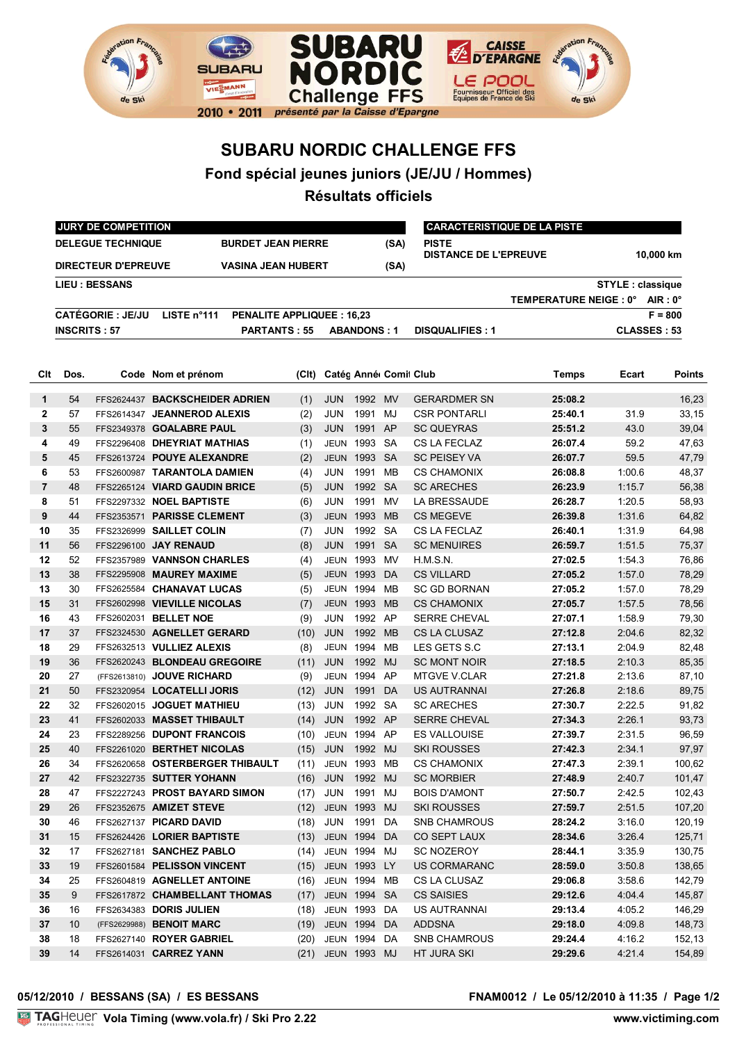# SUBARU NORDIC CHALLENGE FFS

## Fond spécial jeunes juniors (JE/JU / Hommes)

## Résultats officiels

| JURY DE COMPETITION | | |
|---|---|---|
| DELEGUE TECHNIQUE | BURDET JEAN PIERRE | (SA) |
| DIRECTEUR D'EPREUVE | VASINA JEAN HUBERT | (SA) |

| CARACTERISTIQUE DE LA PISTE | |
|---|---|
| PISTE | |
| DISTANCE DE L'EPREUVE | 10,000 km |

**LIEU : BESSANS** — **STYLE : classique**

**TEMPERATURE NEIGE : 0°** **AIR : 0°**

**CATÉGORIE : JE/JU** **LISTE n°111** **PENALITE APPLIQUEE : 16,23** **F = 800**

**INSCRITS : 57** **PARTANTS : 55** **ABANDONS : 1** **DISQUALIFIES : 1** **CLASSES : 53**

| Clt | Dos. | Code | Nom et prénom | (Clt) | Catég | Année | Comité | Club | Temps | Ecart | Points |
|---|---|---|---|---|---|---|---|---|---|---|---|
| 1 | 54 | FFS2624437 | BACKSCHEIDER ADRIEN | (1) | JUN | 1992 | MV | GERARDMER SN | 25:08.2 | | 16,23 |
| 2 | 57 | FFS2614347 | JEANNEROD ALEXIS | (2) | JUN | 1991 | MJ | CSR PONTARLI | 25:40.1 | 31.9 | 33,15 |
| 3 | 55 | FFS2349378 | GOALABRE PAUL | (3) | JUN | 1991 | AP | SC QUEYRAS | 25:51.2 | 43.0 | 39,04 |
| 4 | 49 | FFS2296408 | DHEYRIAT MATHIAS | (1) | JEUN | 1993 | SA | CS LA FECLAZ | 26:07.4 | 59.2 | 47,63 |
| 5 | 45 | FFS2613724 | POUYE ALEXANDRE | (2) | JEUN | 1993 | SA | SC PEISEY VA | 26:07.7 | 59.5 | 47,79 |
| 6 | 53 | FFS2600987 | TARANTOLA DAMIEN | (4) | JUN | 1991 | MB | CS CHAMONIX | 26:08.8 | 1:00.6 | 48,37 |
| 7 | 48 | FFS2265124 | VIARD GAUDIN BRICE | (5) | JUN | 1992 | SA | SC ARECHES | 26:23.9 | 1:15.7 | 56,38 |
| 8 | 51 | FFS2297332 | NOEL BAPTISTE | (6) | JUN | 1991 | MV | LA BRESSAUDE | 26:28.7 | 1:20.5 | 58,93 |
| 9 | 44 | FFS2353571 | PARISSE CLEMENT | (3) | JEUN | 1993 | MB | CS MEGEVE | 26:39.8 | 1:31.6 | 64,82 |
| 10 | 35 | FFS2326999 | SAILLET COLIN | (7) | JUN | 1992 | SA | CS LA FECLAZ | 26:40.1 | 1:31.9 | 64,98 |
| 11 | 56 | FFS2296100 | JAY RENAUD | (8) | JUN | 1991 | SA | SC MENUIRES | 26:59.7 | 1:51.5 | 75,37 |
| 12 | 52 | FFS2357989 | VANNSON CHARLES | (4) | JEUN | 1993 | MV | H.M.S.N. | 27:02.5 | 1:54.3 | 76,86 |
| 13 | 38 | FFS2295908 | MAUREY MAXIME | (5) | JEUN | 1993 | DA | CS VILLARD | 27:05.2 | 1:57.0 | 78,29 |
| 13 | 30 | FFS2625584 | CHANAVAT LUCAS | (5) | JEUN | 1994 | MB | SC GD BORNAN | 27:05.2 | 1:57.0 | 78,29 |
| 15 | 31 | FFS2602998 | VIEVILLE NICOLAS | (7) | JEUN | 1993 | MB | CS CHAMONIX | 27:05.7 | 1:57.5 | 78,56 |
| 16 | 43 | FFS2602031 | BELLET NOE | (9) | JUN | 1992 | AP | SERRE CHEVAL | 27:07.1 | 1:58.9 | 79,30 |
| 17 | 37 | FFS2324530 | AGNELLET GERARD | (10) | JUN | 1992 | MB | CS LA CLUSAZ | 27:12.8 | 2:04.6 | 82,32 |
| 18 | 29 | FFS2632513 | VULLIEZ ALEXIS | (8) | JEUN | 1994 | MB | LES GETS S.C | 27:13.1 | 2:04.9 | 82,48 |
| 19 | 36 | FFS2620243 | BLONDEAU GREGOIRE | (11) | JUN | 1992 | MJ | SC MONT NOIR | 27:18.5 | 2:10.3 | 85,35 |
| 20 | 27 | (FFS2613810) | JOUVE RICHARD | (9) | JEUN | 1994 | AP | MTGVE V.CLAR | 27:21.8 | 2:13.6 | 87,10 |
| 21 | 50 | FFS2320954 | LOCATELLI JORIS | (12) | JUN | 1991 | DA | US AUTRANNAI | 27:26.8 | 2:18.6 | 89,75 |
| 22 | 32 | FFS2602015 | JOGUET MATHIEU | (13) | JUN | 1992 | SA | SC ARECHES | 27:30.7 | 2:22.5 | 91,82 |
| 23 | 41 | FFS2602033 | MASSET THIBAULT | (14) | JUN | 1992 | AP | SERRE CHEVAL | 27:34.3 | 2:26.1 | 93,73 |
| 24 | 23 | FFS2289256 | DUPONT FRANCOIS | (10) | JEUN | 1994 | AP | ES VALLOUISE | 27:39.7 | 2:31.5 | 96,59 |
| 25 | 40 | FFS2261020 | BERTHET NICOLAS | (15) | JUN | 1992 | MJ | SKI ROUSSES | 27:42.3 | 2:34.1 | 97,97 |
| 26 | 34 | FFS2620658 | OSTERBERGER THIBAULT | (11) | JEUN | 1993 | MB | CS CHAMONIX | 27:47.3 | 2:39.1 | 100,62 |
| 27 | 42 | FFS2322735 | SUTTER YOHANN | (16) | JUN | 1992 | MJ | SC MORBIER | 27:48.9 | 2:40.7 | 101,47 |
| 28 | 47 | FFS2227243 | PROST BAYARD SIMON | (17) | JUN | 1991 | MJ | BOIS D'AMONT | 27:50.7 | 2:42.5 | 102,43 |
| 29 | 26 | FFS2352675 | AMIZET STEVE | (12) | JEUN | 1993 | MJ | SKI ROUSSES | 27:59.7 | 2:51.5 | 107,20 |
| 30 | 46 | FFS2627137 | PICARD DAVID | (18) | JUN | 1991 | DA | SNB CHAMROUS | 28:24.2 | 3:16.0 | 120,19 |
| 31 | 15 | FFS2624426 | LORIER BAPTISTE | (13) | JEUN | 1994 | DA | CO SEPT LAUX | 28:34.6 | 3:26.4 | 125,71 |
| 32 | 17 | FFS2627181 | SANCHEZ PABLO | (14) | JEUN | 1994 | MJ | SC NOZEROY | 28:44.1 | 3:35.9 | 130,75 |
| 33 | 19 | FFS2601584 | PELISSON VINCENT | (15) | JEUN | 1993 | LY | US CORMARANC | 28:59.0 | 3:50.8 | 138,65 |
| 34 | 25 | FFS2604819 | AGNELLET ANTOINE | (16) | JEUN | 1994 | MB | CS LA CLUSAZ | 29:06.8 | 3:58.6 | 142,79 |
| 35 | 9 | FFS2617872 | CHAMBELLANT THOMAS | (17) | JEUN | 1994 | SA | CS SAISIES | 29:12.6 | 4:04.4 | 145,87 |
| 36 | 16 | FFS2634383 | DORIS JULIEN | (18) | JEUN | 1993 | DA | US AUTRANNAI | 29:13.4 | 4:05.2 | 146,29 |
| 37 | 10 | (FFS2629988) | BENOIT MARC | (19) | JEUN | 1994 | DA | ADDSNA | 29:18.0 | 4:09.8 | 148,73 |
| 38 | 18 | FFS2627140 | ROYER GABRIEL | (20) | JEUN | 1994 | DA | SNB CHAMROUS | 29:24.4 | 4:16.2 | 152,13 |
| 39 | 14 | FFS2614031 | CARREZ YANN | (21) | JEUN | 1993 | MJ | HT JURA SKI | 29:29.6 | 4:21.4 | 154,89 |

05/12/2010 / BESSANS (SA) / ES BESSANS — FNAM0012 / Le 05/12/2010 à 11:35

Vola Timing (www.vola.fr) / Ski Pro 2.22 — www.victiming.com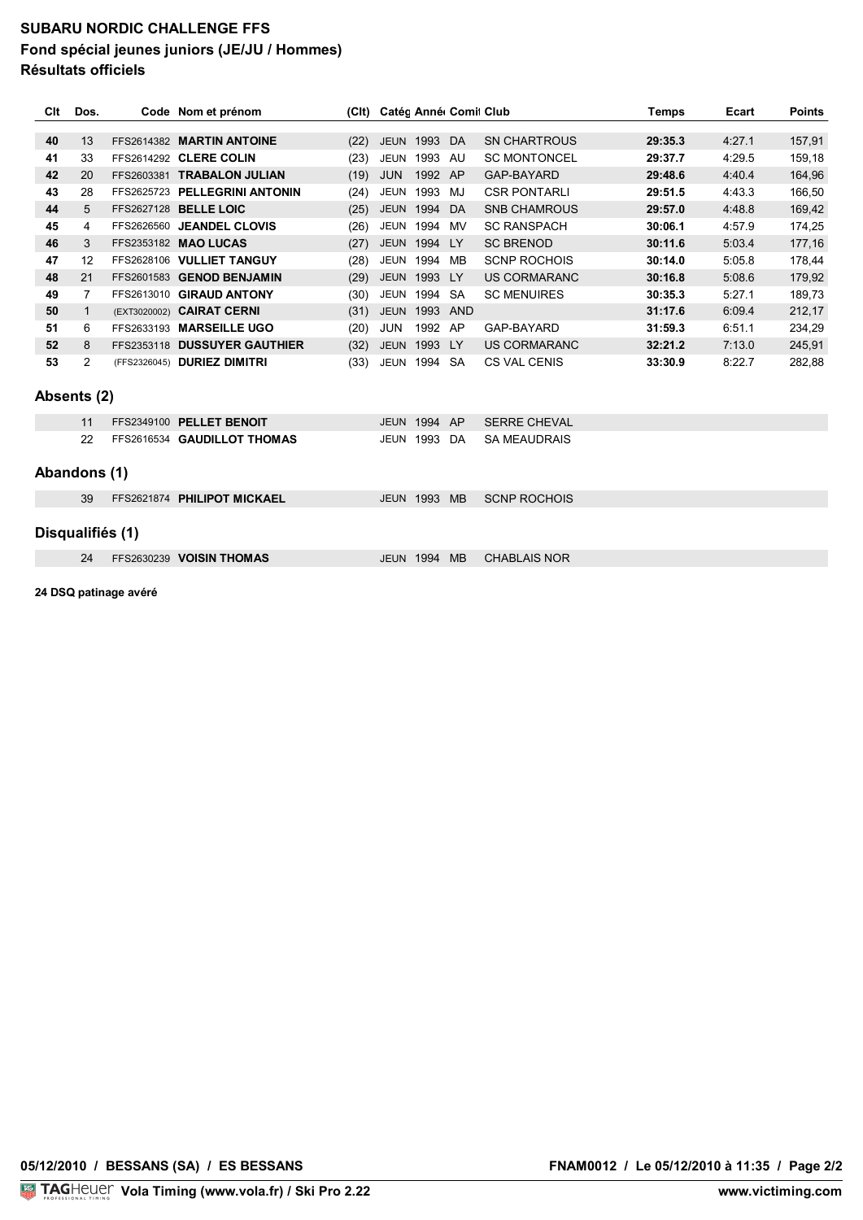# SUBARU NORDIC CHALLENGE FFS
## Fond spécial jeunes juniors (JE/JU / Hommes)
## Résultats officiels

| Clt | Dos. | Code | Nom et prénom | (Clt) | Catég | Année | Comité | Club | Temps | Ecart | Points |
|---|---|---|---|---|---|---|---|---|---|---|---|
| **40** | 13 | FFS2614382 | **MARTIN ANTOINE** | (22) | JEUN | 1993 | DA | SN CHARTROUS | **29:35.3** | 4:27.1 | 157,91 |
| **41** | 33 | FFS2614292 | **CLERE COLIN** | (23) | JEUN | 1993 | AU | SC MONTONCEL | **29:37.7** | 4:29.5 | 159,18 |
| **42** | 20 | FFS2603381 | **TRABALON JULIAN** | (19) | JUN | 1992 | AP | GAP-BAYARD | **29:48.6** | 4:40.4 | 164,96 |
| **43** | 28 | FFS2625723 | **PELLEGRINI ANTONIN** | (24) | JEUN | 1993 | MJ | CSR PONTARLI | **29:51.5** | 4:43.3 | 166,50 |
| **44** | 5 | FFS2627128 | **BELLE LOIC** | (25) | JEUN | 1994 | DA | SNB CHAMROUS | **29:57.0** | 4:48.8 | 169,42 |
| **45** | 4 | FFS2626560 | **JEANDEL CLOVIS** | (26) | JEUN | 1994 | MV | SC RANSPACH | **30:06.1** | 4:57.9 | 174,25 |
| **46** | 3 | FFS2353182 | **MAO LUCAS** | (27) | JEUN | 1994 | LY | SC BRENOD | **30:11.6** | 5:03.4 | 177,16 |
| **47** | 12 | FFS2628106 | **VULLIET TANGUY** | (28) | JEUN | 1994 | MB | SCNP ROCHOIS | **30:14.0** | 5:05.8 | 178,44 |
| **48** | 21 | FFS2601583 | **GENOD BENJAMIN** | (29) | JEUN | 1993 | LY | US CORMARANC | **30:16.8** | 5:08.6 | 179,92 |
| **49** | 7 | FFS2613010 | **GIRAUD ANTONY** | (30) | JEUN | 1994 | SA | SC MENUIRES | **30:35.3** | 5:27.1 | 189,73 |
| **50** | 1 | (EXT3020002) | **CAIRAT CERNI** | (31) | JEUN | 1993 | AND | | **31:17.6** | 6:09.4 | 212,17 |
| **51** | 6 | FFS2633193 | **MARSEILLE UGO** | (20) | JUN | 1992 | AP | GAP-BAYARD | **31:59.3** | 6:51.1 | 234,29 |
| **52** | 8 | FFS2353118 | **DUSSUYER GAUTHIER** | (32) | JEUN | 1993 | LY | US CORMARANC | **32:21.2** | 7:13.0 | 245,91 |
| **53** | 2 | (FFS2326045) | **DURIEZ DIMITRI** | (33) | JEUN | 1994 | SA | CS VAL CENIS | **33:30.9** | 8:22.7 | 282,88 |

### Absents (2)

| Dos. | Code | Nom et prénom | Catég | Année | Comité | Club |
|---|---|---|---|---|---|---|
| 11 | FFS2349100 | **PELLET BENOIT** | JEUN | 1994 | AP | SERRE CHEVAL |
| 22 | FFS2616534 | **GAUDILLOT THOMAS** | JEUN | 1993 | DA | SA MEAUDRAIS |

### Abandons (1)

| Dos. | Code | Nom et prénom | Catég | Année | Comité | Club |
|---|---|---|---|---|---|---|
| 39 | FFS2621874 | **PHILIPOT MICKAEL** | JEUN | 1993 | MB | SCNP ROCHOIS |

### Disqualifiés (1)

| Dos. | Code | Nom et prénom | Catég | Année | Comité | Club |
|---|---|---|---|---|---|---|
| 24 | FFS2630239 | **VOISIN THOMAS** | JEUN | 1994 | MB | CHABLAIS NOR |

**24 DSQ patinage avéré**

**05/12/2010 / BESSANS (SA) / ES BESSANS** — **FNAM0012 / Le 05/12/2010 à 11:35**

TAGHeuer **Vola Timing (www.vola.fr) / Ski Pro 2.22** — **www.victiming.com**